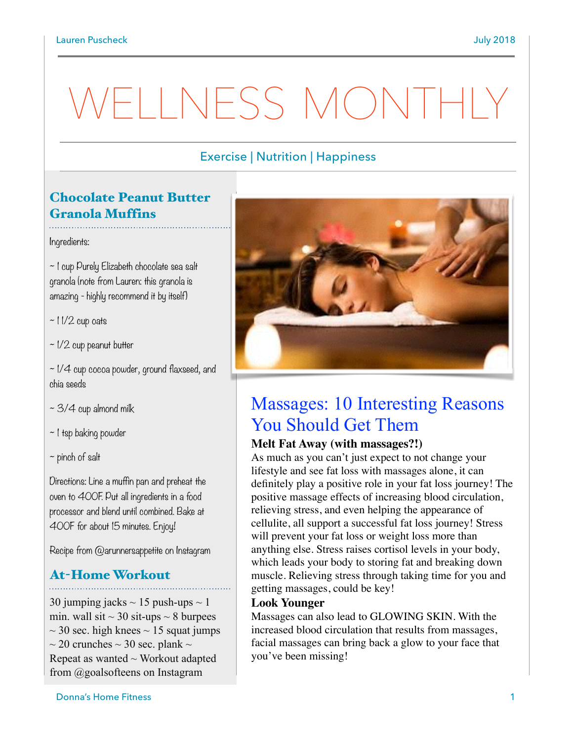# WELLNESS MONTHLY

Exercise | Nutrition | Happiness

## Chocolate Peanut Butter Granola Muffins

Ingredients:

~ 1 cup Purely Elizabeth chocolate sea salt granola (note from Lauren: this granola is amazing - highly recommend it by itself)

~ 1 1/2 cup oats

~ 1/2 cup peanut butter

~ 1/4 cup cocoa powder, ground flaxseed, and chia seeds

~ 3/4 cup almond milk

~ 1 tsp baking powder

~ pinch of salt

Directions: Line a muffin pan and preheat the oven to 400F. Put all ingredients in a food processor and blend until combined. Bake at 400F for about 15 minutes. Enjoy!

Recipe from @arunnersappetite on Instagram

## At-Home Workout

30 jumping jacks ~ 15 push-ups ~ 1 min. wall sit ~ 30 sit-ups ~ 8 burpees ~ 30 sec. high knees ~ 15 squat jumps ~ 20 crunches ~ 30 sec. plank ~ Repeat as wanted ~ Workout adapted from @goalsofteens on Instagram

## Massages: 10 Interesting Reasons You Should Get Them

**Melt Fat Away (with massages?!)**

As much as you can't just expect to not change your lifestyle and see fat loss with massages alone, it can definitely play a positive role in your fat loss journey! The positive massage effects of increasing blood circulation, relieving stress, and even helping the appearance of cellulite, all support a successful fat loss journey! Stress will prevent your fat loss or weight loss more than anything else. Stress raises cortisol levels in your body, which leads your body to storing fat and breaking down muscle. Relieving stress through taking time for you and getting massages, could be key!

**Look Younger**

Massages can also lead to GLOWING SKIN. With the increased blood circulation that results from massages, facial massages can bring back a glow to your face that you've been missing!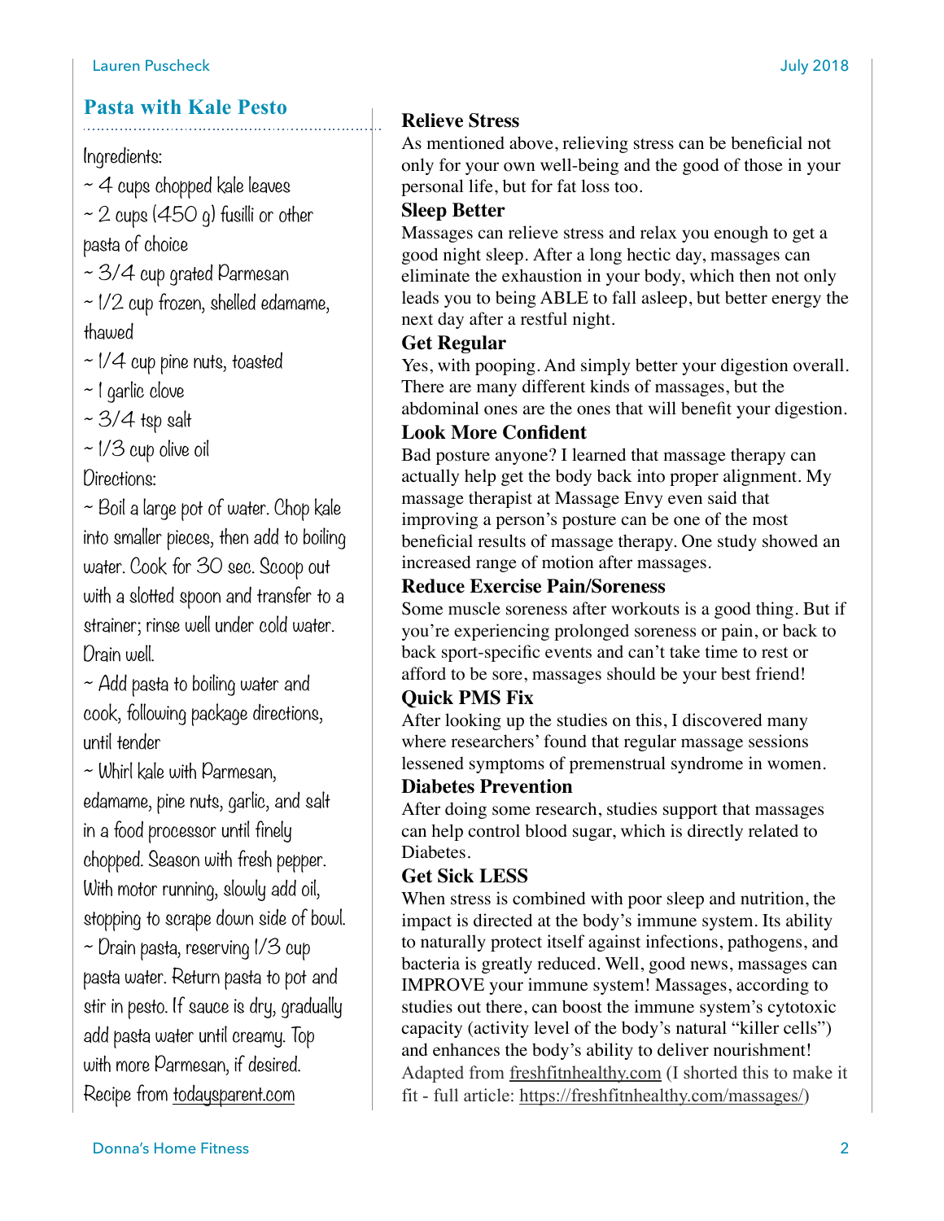## Pasta with Kale Pesto

Ingredients:

~ 4 cups chopped kale leaves

~ 2 cups (450 g) fusilli or other pasta of choice

~ 3/4 cup grated Parmesan

~ 1/2 cup frozen, shelled edamame, thawed

~ 1/4 cup pine nuts, toasted

~ 1 garlic clove

~ 3/4 tsp salt

~ 1/3 cup olive oil

Directions:

~ Boil a large pot of water. Chop kale into smaller pieces, then add to boiling water. Cook for 30 sec. Scoop out with a slotted spoon and transfer to a strainer; rinse well under cold water. Drain well.

~ Add pasta to boiling water and cook, following package directions, until tender

~ Whirl kale with Parmesan, edamame, pine nuts, garlic, and salt in a food processor until finely chopped. Season with fresh pepper. With motor running, slowly add oil, stopping to scrape down side of bowl.

~ Drain pasta, reserving 1/3 cup pasta water. Return pasta to pot and stir in pesto. If sauce is dry, gradually add pasta water until creamy. Top with more Parmesan, if desired.

Recipe from todaysparent.com

**Relieve Stress**

As mentioned above, relieving stress can be beneficial not only for your own well-being and the good of those in your personal life, but for fat loss too.

**Sleep Better**

Massages can relieve stress and relax you enough to get a good night sleep. After a long hectic day, massages can eliminate the exhaustion in your body, which then not only leads you to being ABLE to fall asleep, but better energy the next day after a restful night.

**Get Regular**

Yes, with pooping. And simply better your digestion overall. There are many different kinds of massages, but the abdominal ones are the ones that will benefit your digestion.

**Look More Confident**

Bad posture anyone? I learned that massage therapy can actually help get the body back into proper alignment. My massage therapist at Massage Envy even said that improving a person's posture can be one of the most beneficial results of massage therapy. One study showed an increased range of motion after massages.

**Reduce Exercise Pain/Soreness**

Some muscle soreness after workouts is a good thing. But if you're experiencing prolonged soreness or pain, or back to back sport-specific events and can't take time to rest or afford to be sore, massages should be your best friend!

**Quick PMS Fix**

After looking up the studies on this, I discovered many where researchers' found that regular massage sessions lessened symptoms of premenstrual syndrome in women.

**Diabetes Prevention**

After doing some research, studies support that massages can help control blood sugar, which is directly related to Diabetes.

**Get Sick LESS**

When stress is combined with poor sleep and nutrition, the impact is directed at the body's immune system. Its ability to naturally protect itself against infections, pathogens, and bacteria is greatly reduced. Well, good news, massages can IMPROVE your immune system! Massages, according to studies out there, can boost the immune system's cytotoxic capacity (activity level of the body's natural "killer cells") and enhances the body's ability to deliver nourishment!

Adapted from freshfitnhealthy.com (I shorted this to make it fit - full article: https://freshfitnhealthy.com/massages/)